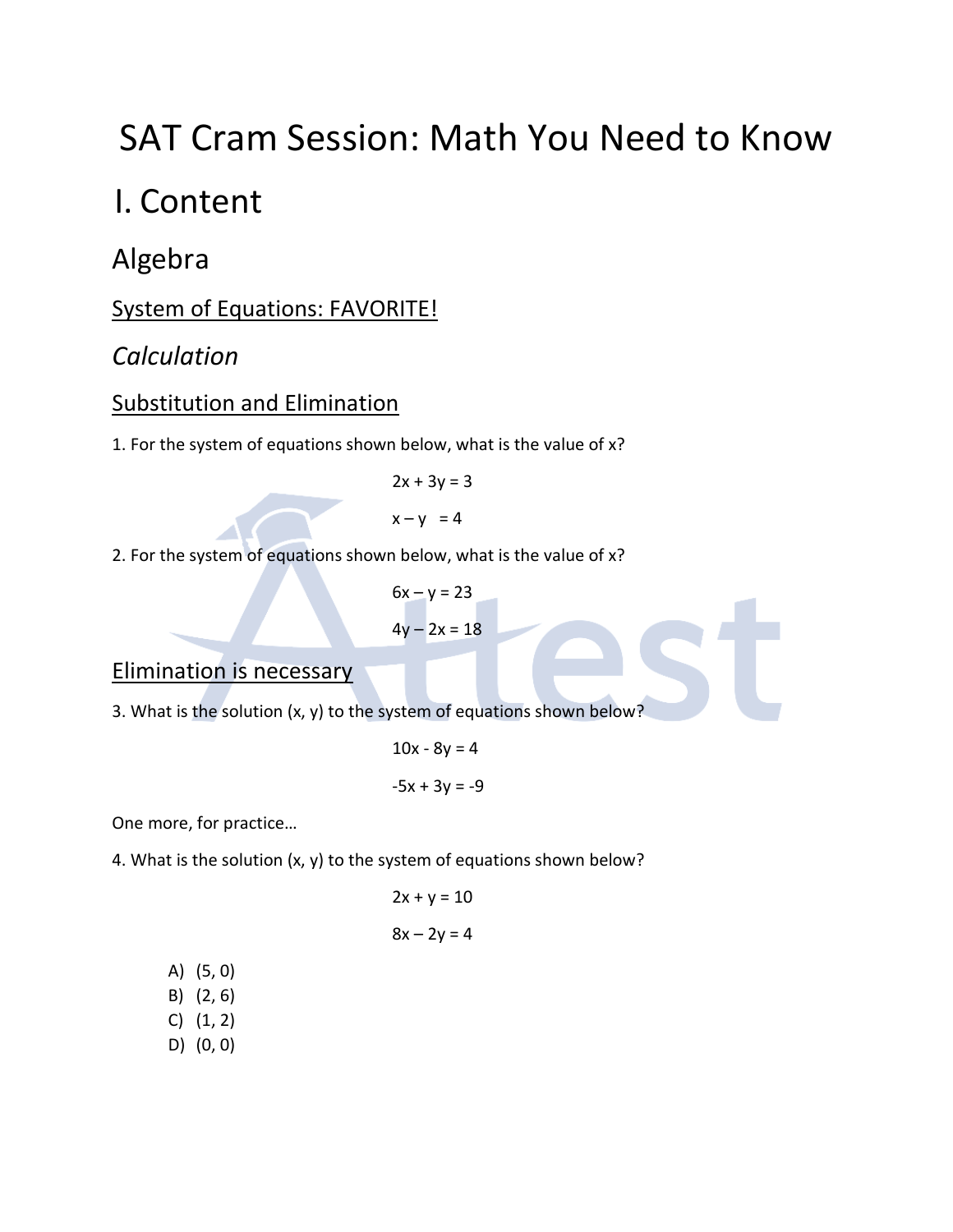# SAT Cram Session: Math You Need to Know

# I. Content

## Algebra

System of Equations: FAVORITE!

### *Calculation*

Substitution and Elimination

1. For the system of equations shown below, what is the value of $x$?

$$2x + 3y = 3$$

$$x - y = 4$$

2. For the system of equations shown below, what is the value of $x$?

$$6x - y = 23$$

$$4y - 2x = 18$$

Elimination is necessary

3. What is the solution $(x, y)$ to the system of equations shown below?

$$10x - 8y = 4$$

$$-5x + 3y = -9$$

One more, for practice…

4. What is the solution $(x, y)$ to the system of equations shown below?

$$2x + y = 10$$

$$8x - 2y = 4$$

A) (5, 0)
B) (2, 6)
C) (1, 2)
D) (0, 0)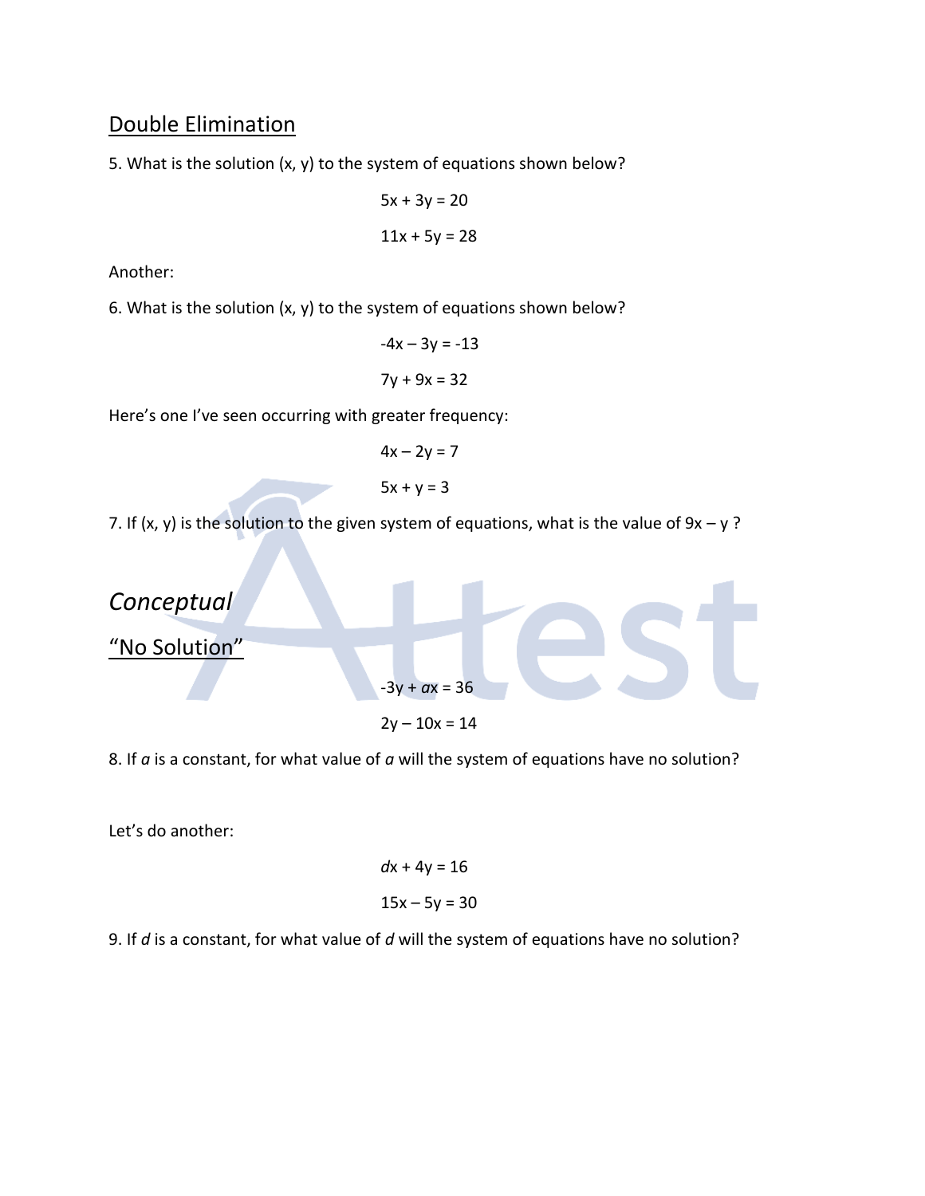## Double Elimination

5. What is the solution (x, y) to the system of equations shown below?

$$5x + 3y = 20$$

$$11x + 5y = 28$$

Another:

6. What is the solution (x, y) to the system of equations shown below?

$$-4x - 3y = -13$$

$$7y + 9x = 32$$

Here's one I've seen occurring with greater frequency:

$$4x - 2y = 7$$

$$5x + y = 3$$

7. If (x, y) is the solution to the given system of equations, what is the value of $9x - y$ ?

## *Conceptual*

### "No Solution"

$$-3y + ax = 36$$

$$2y - 10x = 14$$

8. If *a* is a constant, for what value of *a* will the system of equations have no solution?

Let's do another:

$$dx + 4y = 16$$

$$15x - 5y = 30$$

9. If *d* is a constant, for what value of *d* will the system of equations have no solution?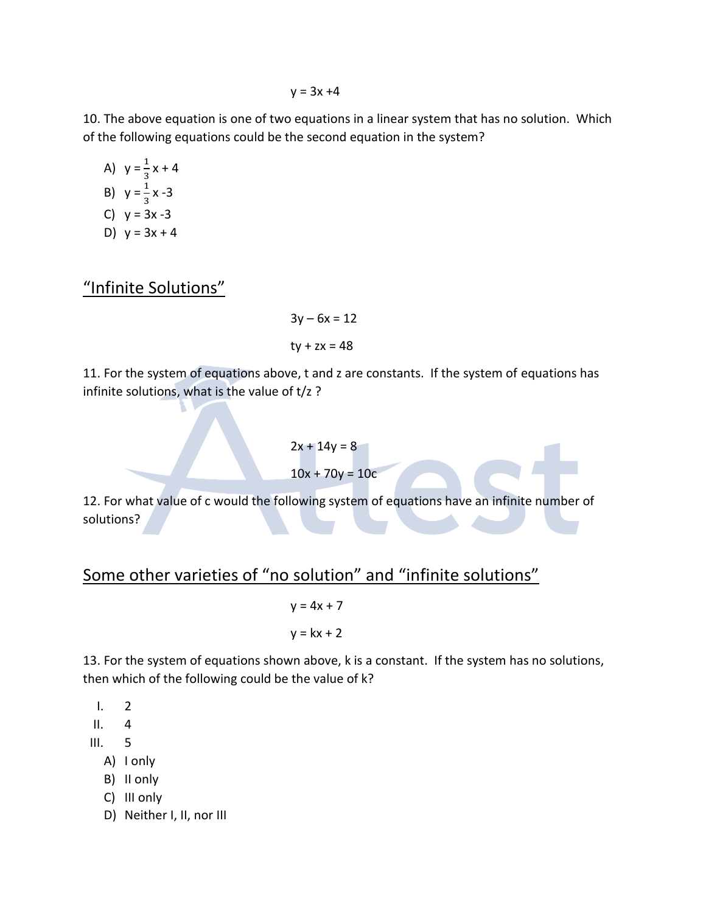$$y = 3x + 4$$

10. The above equation is one of two equations in a linear system that has no solution. Which of the following equations could be the second equation in the system?

A) $y = \frac{1}{3}x + 4$
B) $y = \frac{1}{3}x - 3$
C) $y = 3x - 3$
D) $y = 3x + 4$

## "Infinite Solutions"

$$3y - 6x = 12$$

$$ty + zx = 48$$

11. For the system of equations above, t and z are constants. If the system of equations has infinite solutions, what is the value of t/z ?

$$2x + 14y = 8$$

$$10x + 70y = 10c$$

12. For what value of c would the following system of equations have an infinite number of solutions?

## Some other varieties of "no solution" and "infinite solutions"

$$y = 4x + 7$$

$$y = kx + 2$$

13. For the system of equations shown above, k is a constant. If the system has no solutions, then which of the following could be the value of k?

I. 2
II. 4
III. 5

A) I only
B) II only
C) III only
D) Neither I, II, nor III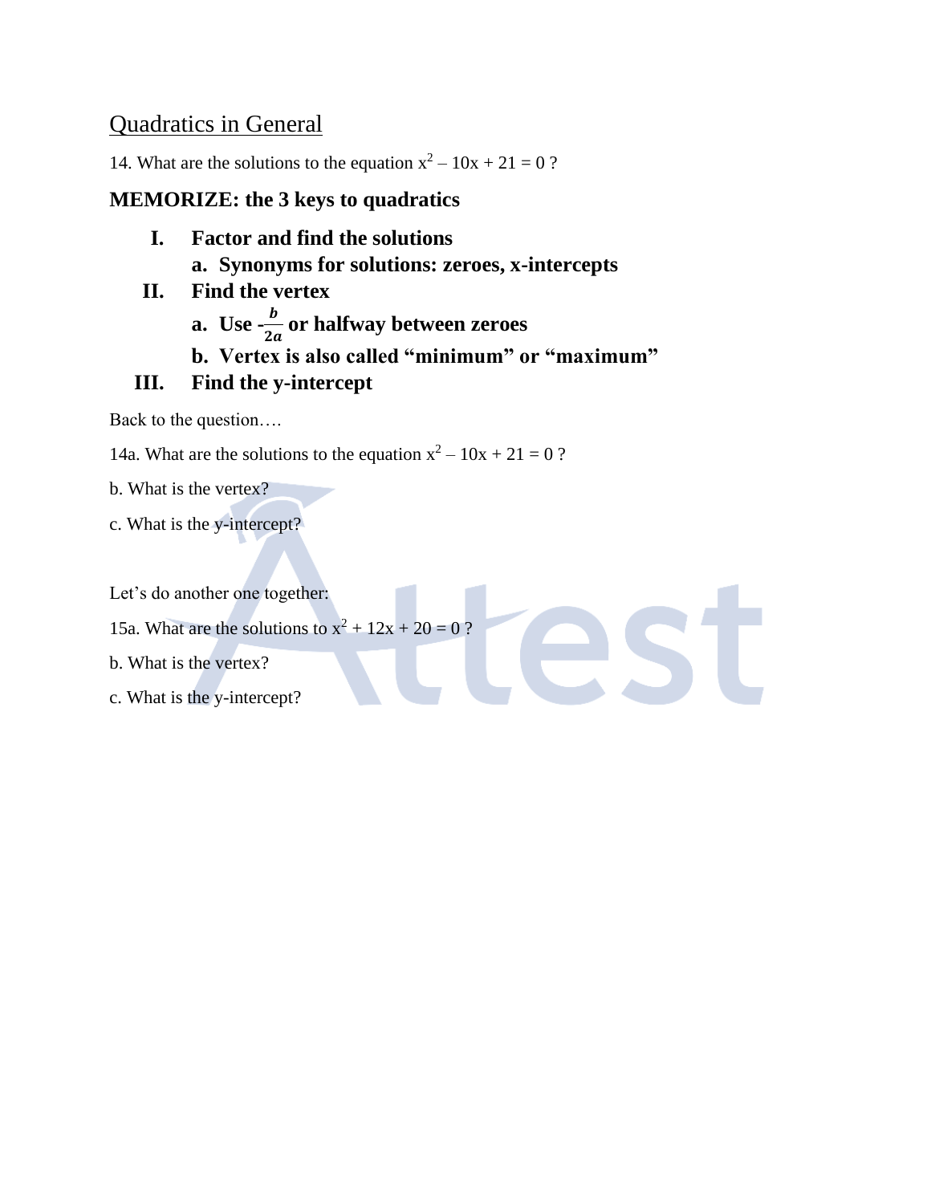## Quadratics in General

14. What are the solutions to the equation $x^2 - 10x + 21 = 0$ ?

### MEMORIZE: the 3 keys to quadratics

- **I. Factor and find the solutions**
  - **a. Synonyms for solutions: zeroes, x-intercepts**
- **II. Find the vertex**
  - **a. Use $-\frac{b}{2a}$ or halfway between zeroes**
  - **b. Vertex is also called "minimum" or "maximum"**
- **III. Find the y-intercept**

Back to the question….

14a. What are the solutions to the equation $x^2 - 10x + 21 = 0$ ?

b. What is the vertex?

c. What is the y-intercept?

Let's do another one together:

15a. What are the solutions to $x^2 + 12x + 20 = 0$ ?

b. What is the vertex?

c. What is the y-intercept?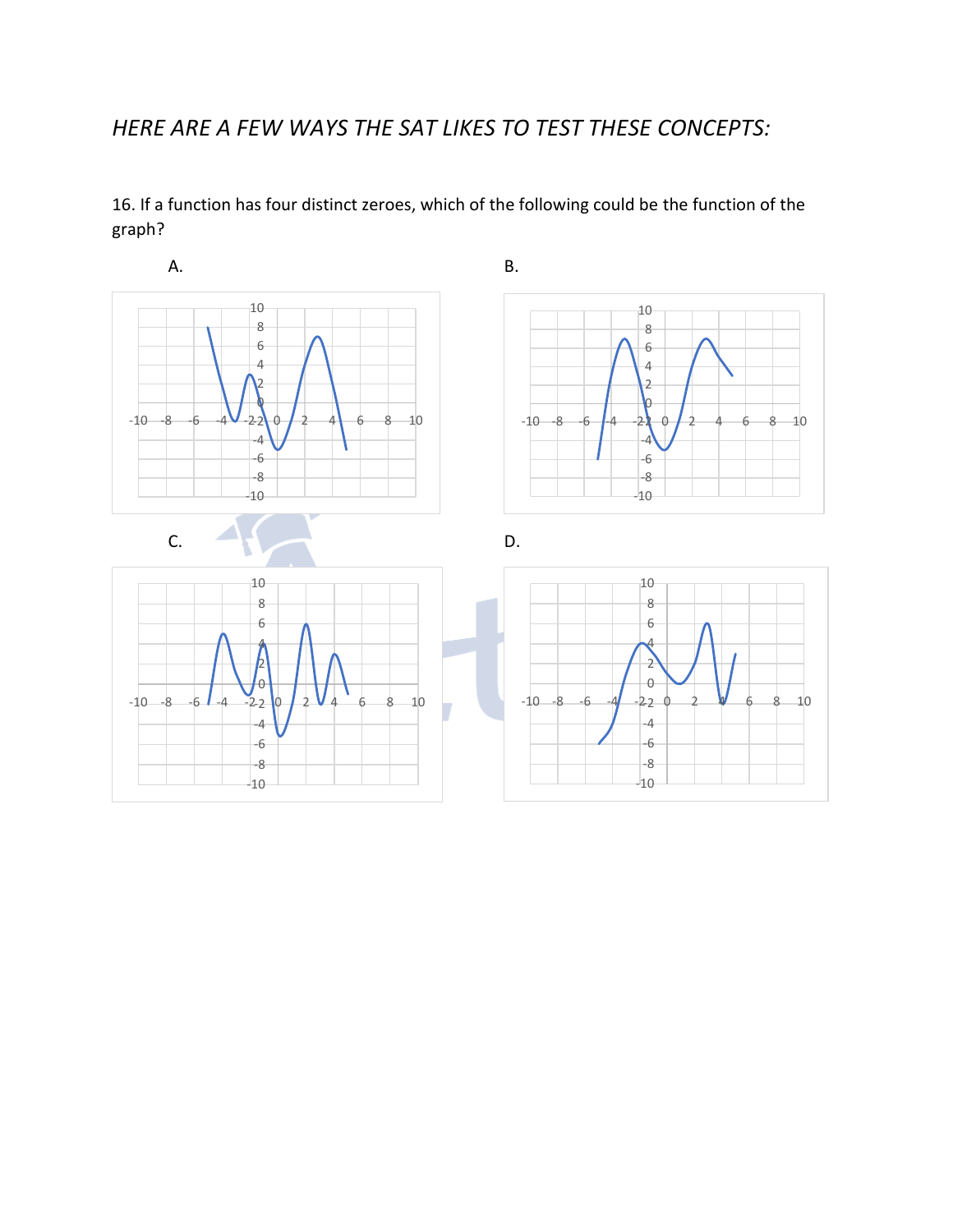## *HERE ARE A FEW WAYS THE SAT LIKES TO TEST THESE CONCEPTS:*

16. If a function has four distinct zeroes, which of the following could be the function of the graph?

A.

B.

C.

D.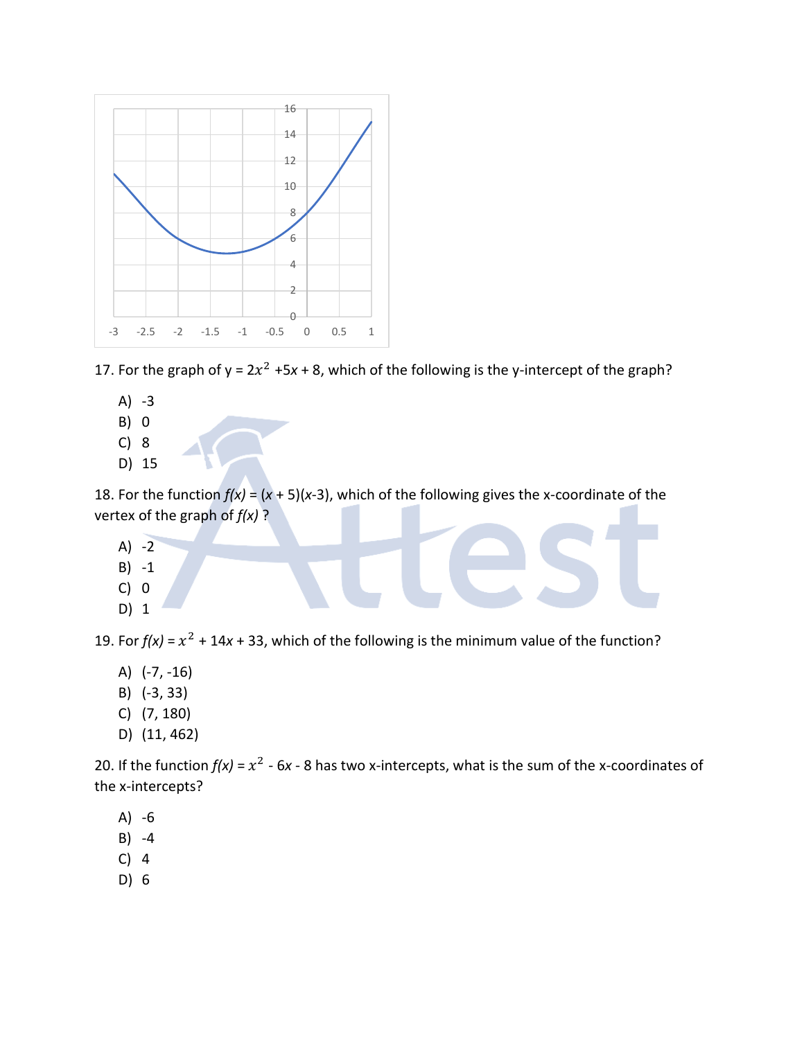17. For the graph of y = $2x^2$ +5$x$ + 8, which of the following is the y-intercept of the graph?

A) -3
B) 0
C) 8
D) 15

18. For the function *f(x)* = ($x$ + 5)($x$-3), which of the following gives the x-coordinate of the vertex of the graph of *f(x)* ?

A) -2
B) -1
C) 0
D) 1

19. For *f(x)* = $x^2$ + 14$x$ + 33, which of the following is the minimum value of the function?

A) (-7, -16)
B) (-3, 33)
C) (7, 180)
D) (11, 462)

20. If the function *f(x)* = $x^2$ - 6$x$ - 8 has two x-intercepts, what is the sum of the x-coordinates of the x-intercepts?

A) -6
B) -4
C) 4
D) 6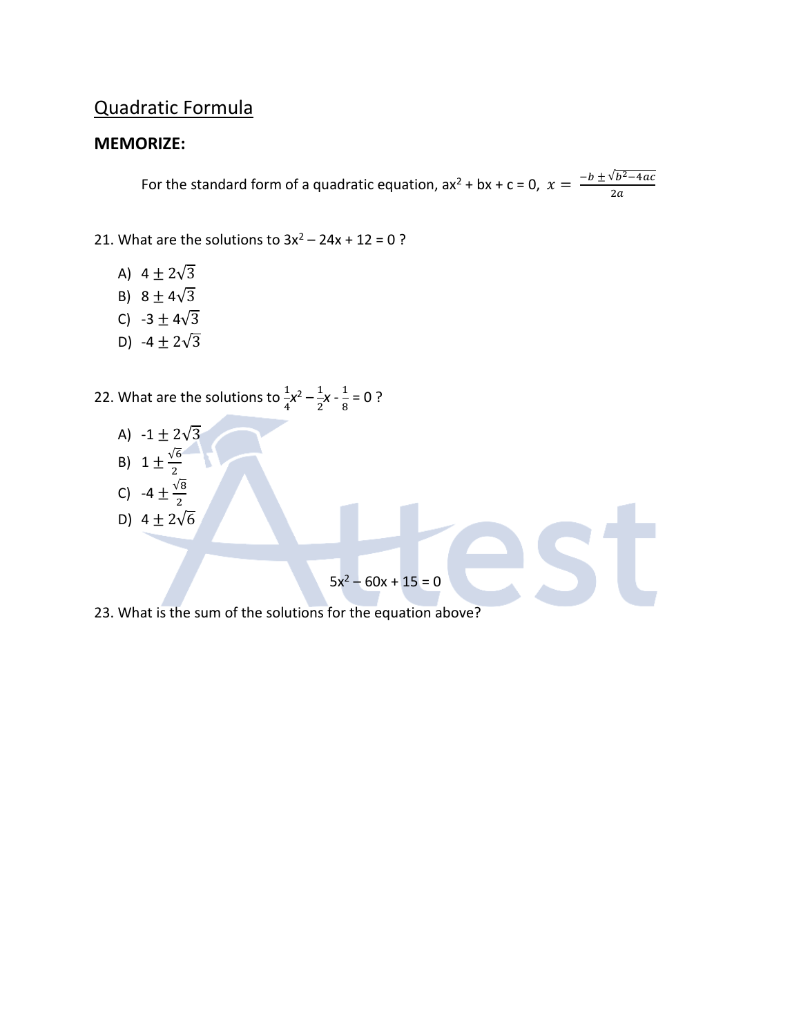## Quadratic Formula

**MEMORIZE:**

For the standard form of a quadratic equation, $ax^2 + bx + c = 0$, $x = \frac{-b \pm \sqrt{b^2-4ac}}{2a}$

21. What are the solutions to $3x^2 - 24x + 12 = 0$ ?

A) $4 \pm 2\sqrt{3}$
B) $8 \pm 4\sqrt{3}$
C) $-3 \pm 4\sqrt{3}$
D) $-4 \pm 2\sqrt{3}$

22. What are the solutions to $\frac{1}{4}x^2 - \frac{1}{2}x - \frac{1}{8} = 0$ ?

A) $-1 \pm 2\sqrt{3}$
B) $1 \pm \frac{\sqrt{6}}{2}$
C) $-4 \pm \frac{\sqrt{8}}{2}$
D) $4 \pm 2\sqrt{6}$

$$5x^2 - 60x + 15 = 0$$

23. What is the sum of the solutions for the equation above?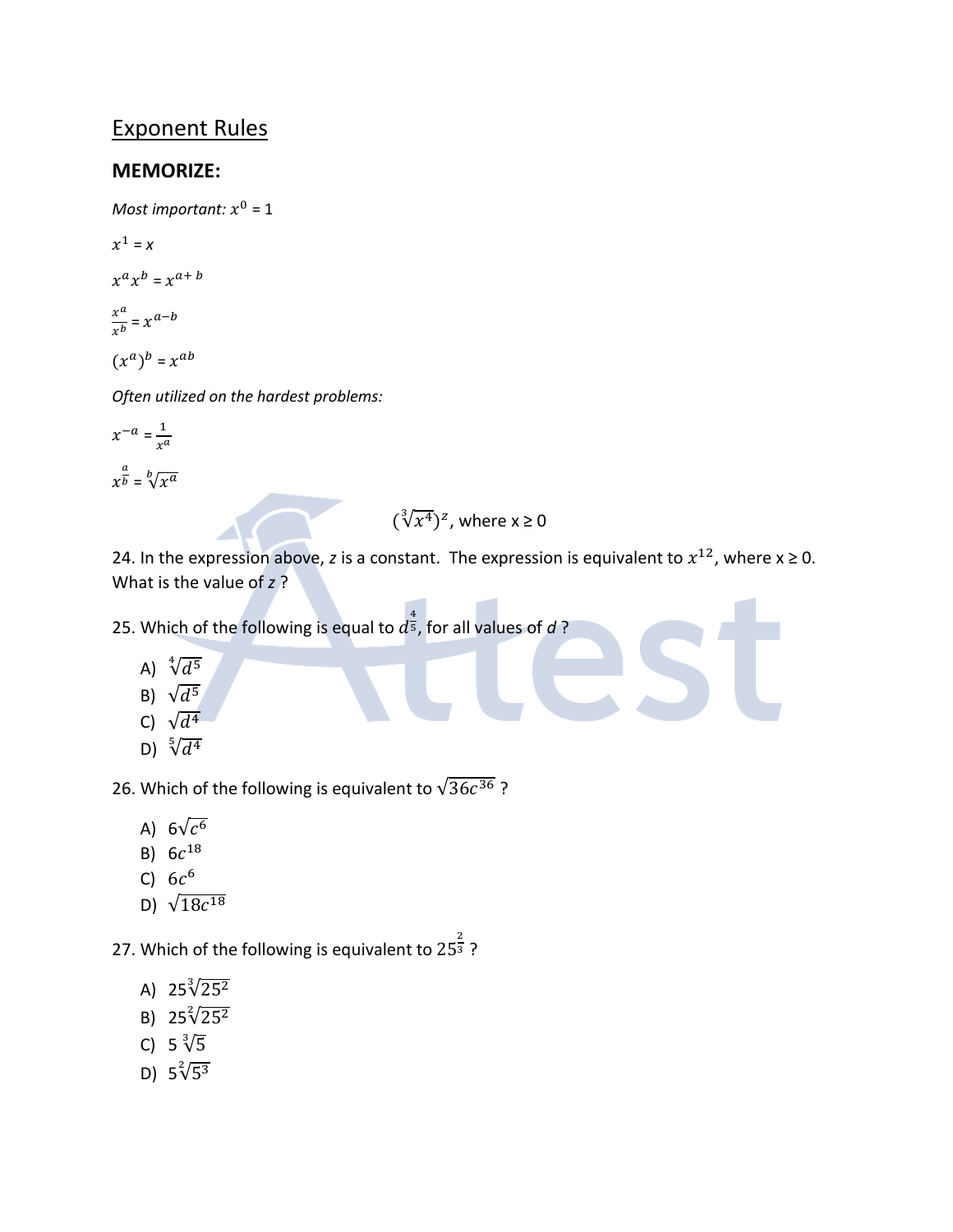## Exponent Rules

**MEMORIZE:**

*Most important:* $x^0 = 1$

$x^1 = x$

$x^a x^b = x^{a+b}$

$\frac{x^a}{x^b} = x^{a-b}$

$(x^a)^b = x^{ab}$

*Often utilized on the hardest problems:*

$x^{-a} = \frac{1}{x^a}$

$x^{\frac{a}{b}} = \sqrt[b]{x^a}$

$$(\sqrt[3]{x^4})^z, \text{ where } x \geq 0$$

24. In the expression above, *z* is a constant. The expression is equivalent to $x^{12}$, where $x \geq 0$. What is the value of *z* ?

25. Which of the following is equal to $d^{\frac{4}{5}}$, for all values of *d* ?

A) $\sqrt[4]{d^5}$
B) $\sqrt{d^5}$
C) $\sqrt{d^4}$
D) $\sqrt[5]{d^4}$

26. Which of the following is equivalent to $\sqrt{36c^{36}}$ ?

A) $6\sqrt{c^6}$
B) $6c^{18}$
C) $6c^6$
D) $\sqrt{18c^{18}}$

27. Which of the following is equivalent to $25^{\frac{2}{3}}$ ?

A) $25\sqrt[3]{25^2}$
B) $25\sqrt[2]{25^2}$
C) $5\sqrt[3]{5}$
D) $5\sqrt[2]{5^3}$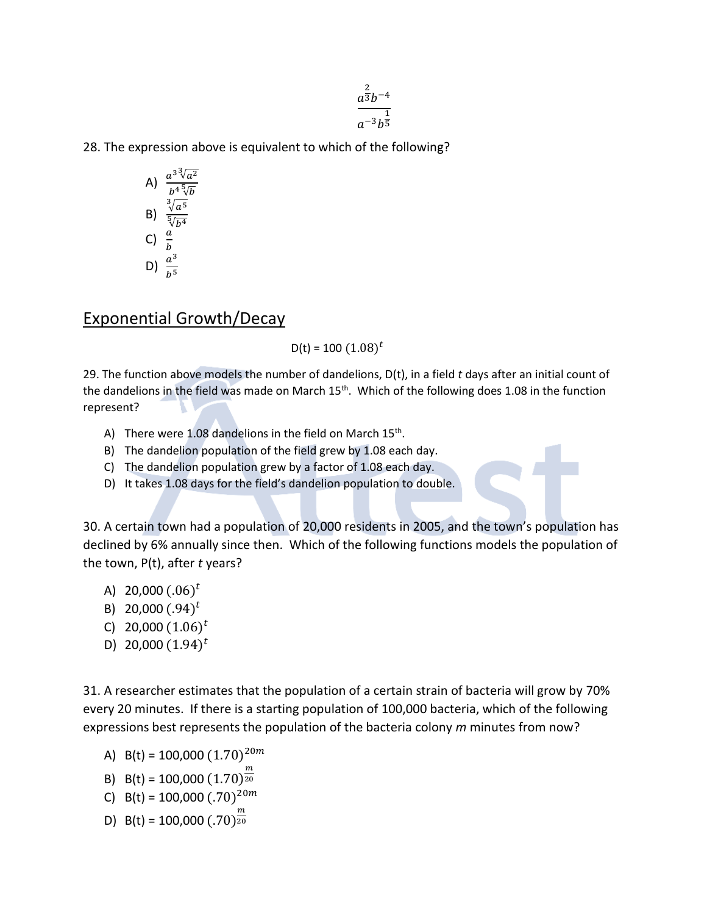$$\frac{a^{\frac{2}{3}}b^{-4}}{a^{-3}b^{\frac{1}{5}}}$$

28. The expression above is equivalent to which of the following?

A) $\frac{a^3\sqrt[3]{a^2}}{b^4\sqrt[5]{b}}$

B) $\frac{\sqrt[3]{a^5}}{\sqrt[5]{b^4}}$

C) $\frac{a}{b}$

D) $\frac{a^3}{b^5}$

## Exponential Growth/Decay

$$D(t) = 100\,(1.08)^t$$

29. The function above models the number of dandelions, D(t), in a field *t* days after an initial count of the dandelions in the field was made on March 15th. Which of the following does 1.08 in the function represent?

A) There were 1.08 dandelions in the field on March 15th.

B) The dandelion population of the field grew by 1.08 each day.

C) The dandelion population grew by a factor of 1.08 each day.

D) It takes 1.08 days for the field's dandelion population to double.

30. A certain town had a population of 20,000 residents in 2005, and the town's population has declined by 6% annually since then. Which of the following functions models the population of the town, P(t), after *t* years?

A) $20{,}000\,(.06)^t$

B) $20{,}000\,(.94)^t$

C) $20{,}000\,(1.06)^t$

D) $20{,}000\,(1.94)^t$

31. A researcher estimates that the population of a certain strain of bacteria will grow by 70% every 20 minutes. If there is a starting population of 100,000 bacteria, which of the following expressions best represents the population of the bacteria colony *m* minutes from now?

A) $B(t) = 100{,}000\,(1.70)^{20m}$

B) $B(t) = 100{,}000\,(1.70)^{\frac{m}{20}}$

C) $B(t) = 100{,}000\,(.70)^{20m}$

D) $B(t) = 100{,}000\,(.70)^{\frac{m}{20}}$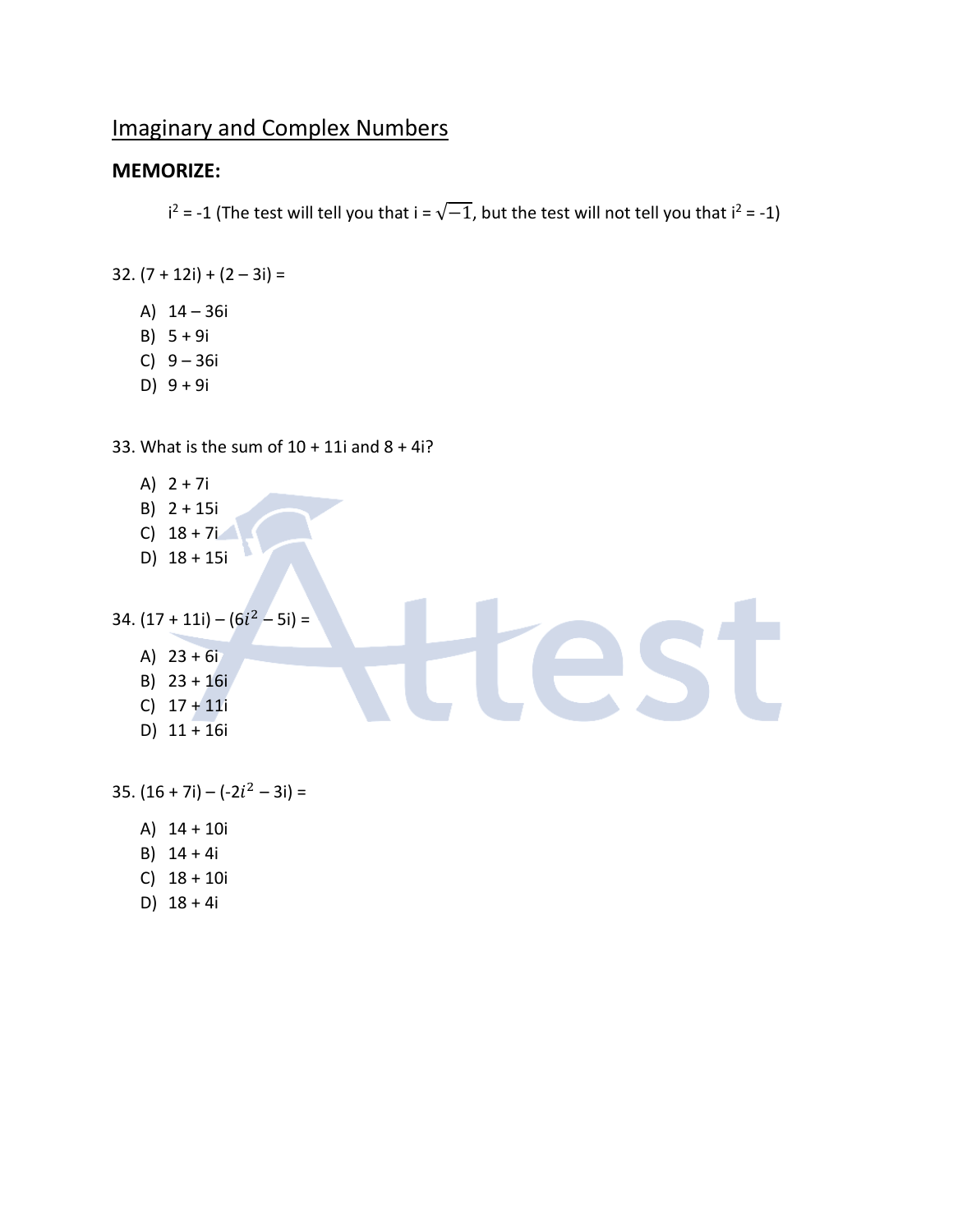## Imaginary and Complex Numbers

**MEMORIZE:**

$i^2 = -1$ (The test will tell you that $i = \sqrt{-1}$, but the test will not tell you that $i^2 = -1$)

32. $(7 + 12i) + (2 - 3i) =$

A) $14 - 36i$
B) $5 + 9i$
C) $9 - 36i$
D) $9 + 9i$

33. What is the sum of $10 + 11i$ and $8 + 4i$?

A) $2 + 7i$
B) $2 + 15i$
C) $18 + 7i$
D) $18 + 15i$

34. $(17 + 11i) - (6i^2 - 5i) =$

A) $23 + 6i$
B) $23 + 16i$
C) $17 + 11i$
D) $11 + 16i$

35. $(16 + 7i) - (-2i^2 - 3i) =$

A) $14 + 10i$
B) $14 + 4i$
C) $18 + 10i$
D) $18 + 4i$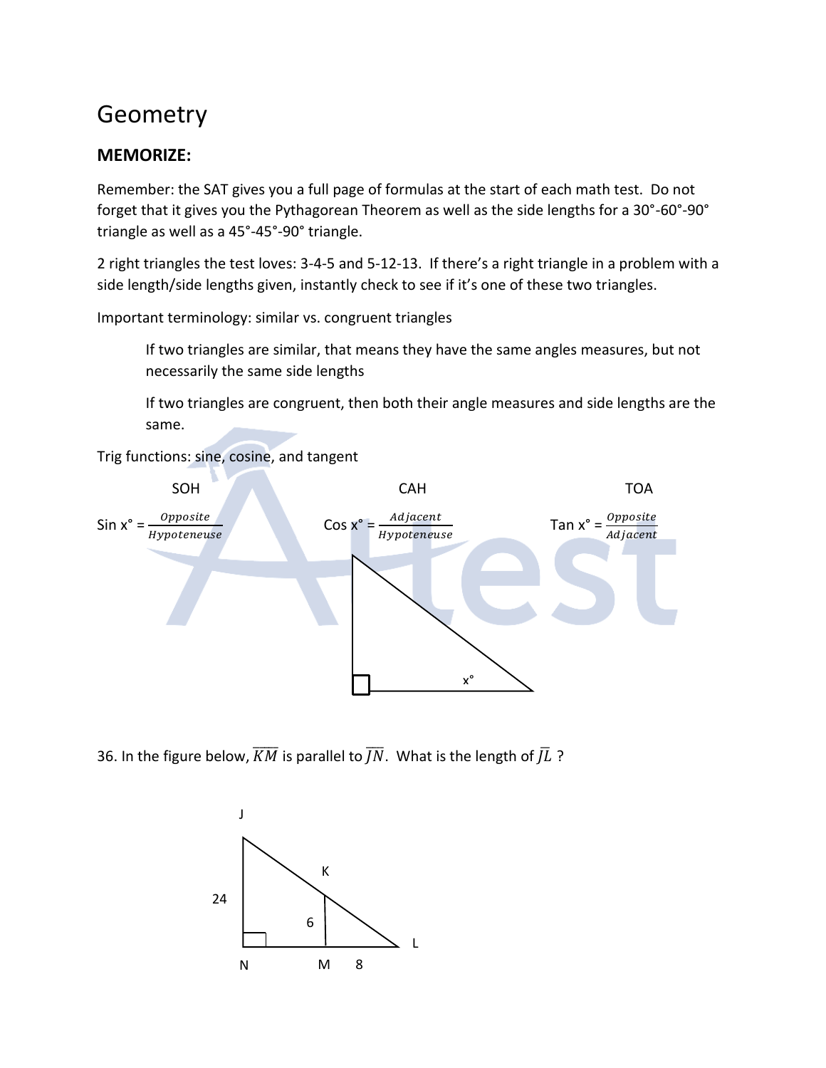# Geometry

**MEMORIZE:**

Remember: the SAT gives you a full page of formulas at the start of each math test. Do not forget that it gives you the Pythagorean Theorem as well as the side lengths for a 30°-60°-90° triangle as well as a 45°-45°-90° triangle.

2 right triangles the test loves: 3-4-5 and 5-12-13. If there's a right triangle in a problem with a side length/side lengths given, instantly check to see if it's one of these two triangles.

Important terminology: similar vs. congruent triangles

> If two triangles are similar, that means they have the same angles measures, but not necessarily the same side lengths
>
> If two triangles are congruent, then both their angle measures and side lengths are the same.

Trig functions: sine, cosine, and tangent

SOH: $\text{Sin } x° = \frac{Opposite}{Hypoteneuse}$

CAH: $\text{Cos } x° = \frac{Adjacent}{Hypoteneuse}$

TOA: $\text{Tan } x° = \frac{Opposite}{Adjacent}$

36. In the figure below, $\overline{KM}$ is parallel to $\overline{JN}$. What is the length of $\overline{JL}$ ?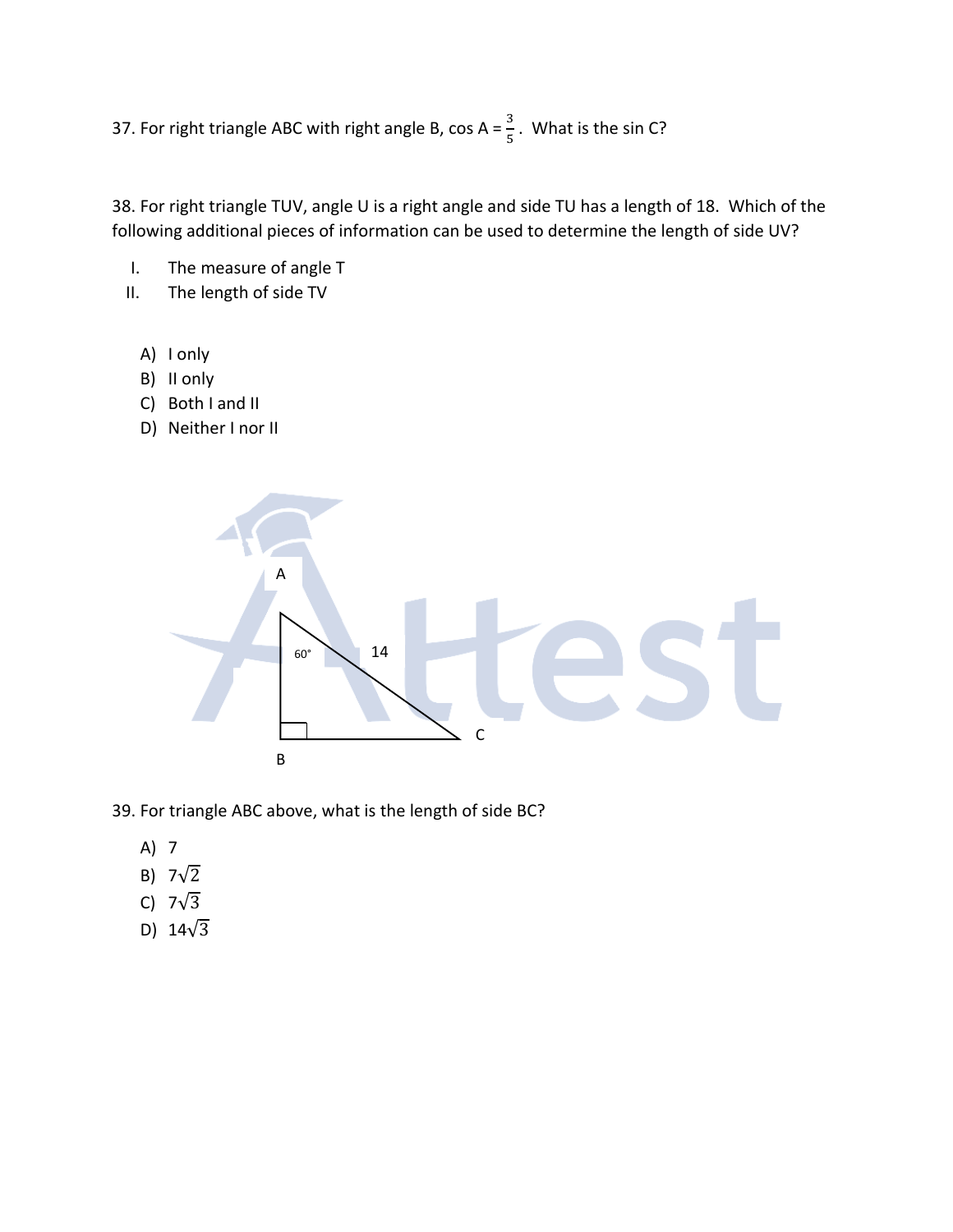37. For right triangle ABC with right angle B, cos A = $\frac{3}{5}$. What is the sin C?

38. For right triangle TUV, angle U is a right angle and side TU has a length of 18. Which of the following additional pieces of information can be used to determine the length of side UV?

I. The measure of angle T
II. The length of side TV

A) I only
B) II only
C) Both I and II
D) Neither I nor II

39. For triangle ABC above, what is the length of side BC?

A) 7
B) $7\sqrt{2}$
C) $7\sqrt{3}$
D) $14\sqrt{3}$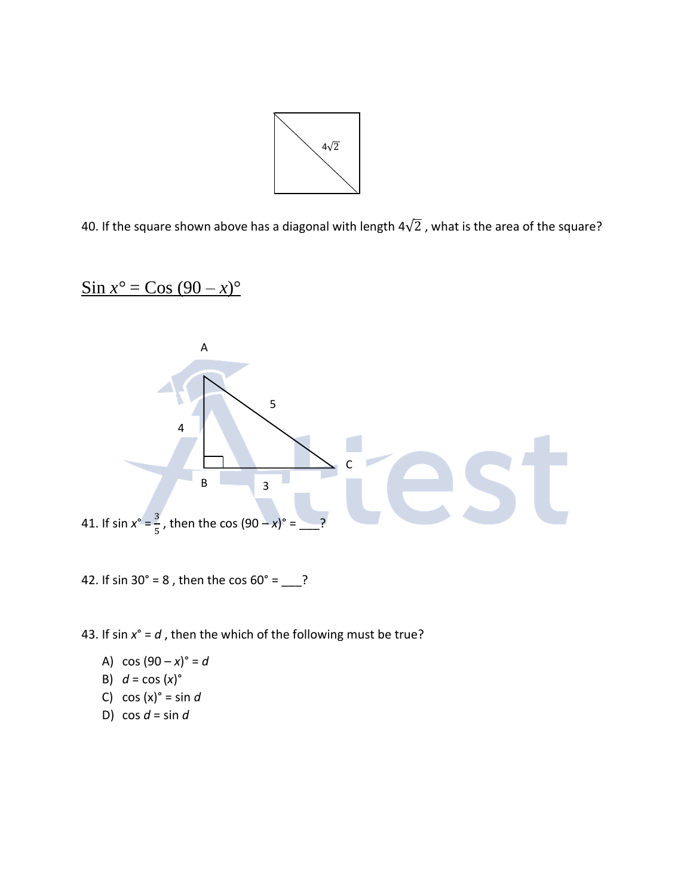40. If the square shown above has a diagonal with length $4\sqrt{2}$ , what is the area of the square?

<u>Sin $x$° = Cos (90 – $x$)°</u>

41. If sin $x$° = $\frac{3}{5}$ , then the cos (90 – $x$)° = ___?

42. If sin 30° = 8 , then the cos 60° = ___?

43. If sin $x$° = $d$ , then the which of the following must be true?

A) cos (90 – $x$)° = $d$
B) $d$ = cos ($x$)°
C) cos (x)° = sin $d$
D) cos $d$ = sin $d$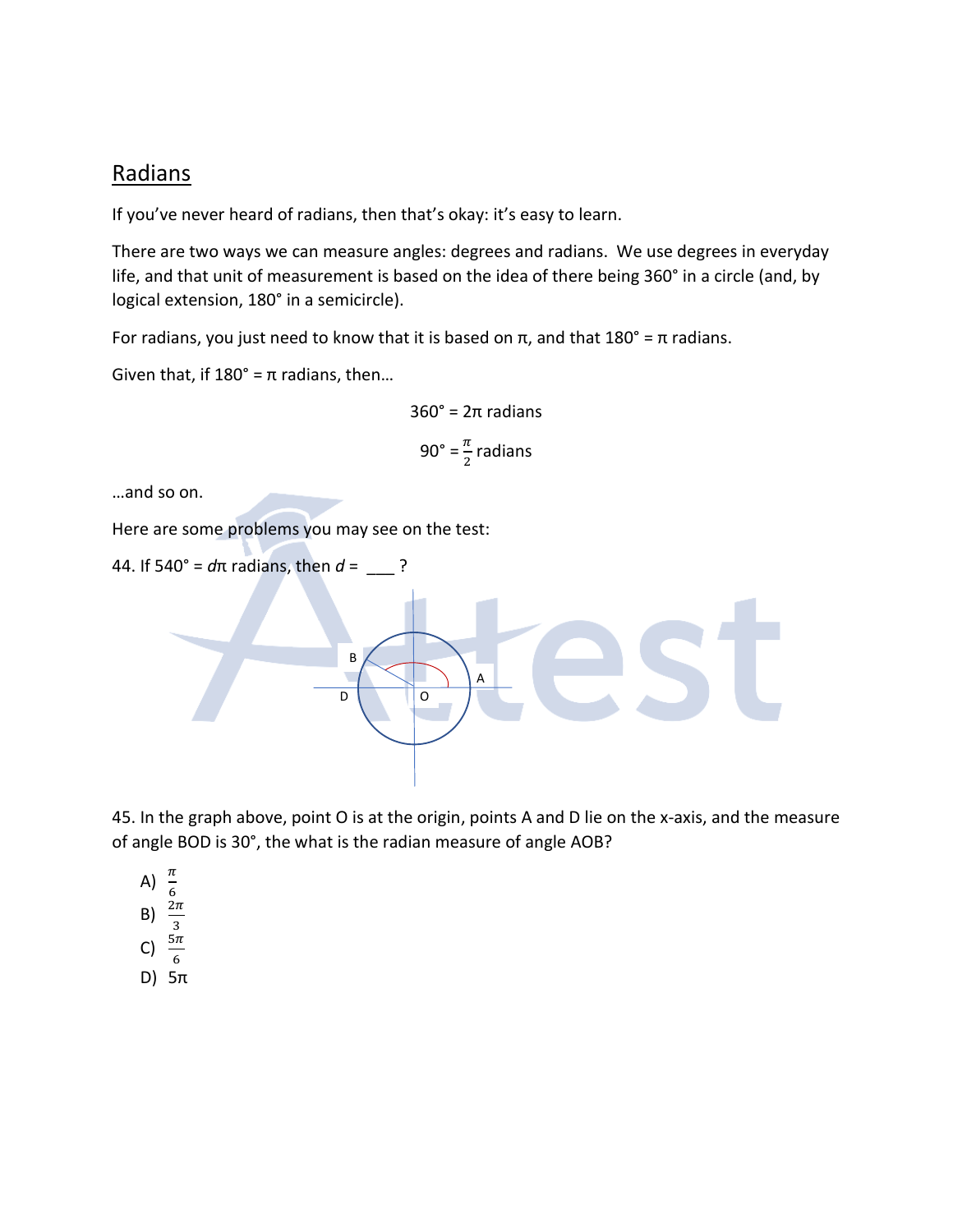## Radians

If you've never heard of radians, then that's okay: it's easy to learn.

There are two ways we can measure angles: degrees and radians. We use degrees in everyday life, and that unit of measurement is based on the idea of there being 360° in a circle (and, by logical extension, 180° in a semicircle).

For radians, you just need to know that it is based on π, and that 180° = π radians.

Given that, if 180° = π radians, then…

$$360° = 2\pi \text{ radians}$$

$$90° = \frac{\pi}{2} \text{ radians}$$

…and so on.

Here are some problems you may see on the test:

44. If 540° = $d\pi$ radians, then $d$ = ___ ?

45. In the graph above, point O is at the origin, points A and D lie on the x-axis, and the measure of angle BOD is 30°, the what is the radian measure of angle AOB?

A) $\frac{\pi}{6}$
B) $\frac{2\pi}{3}$
C) $\frac{5\pi}{6}$
D) $5\pi$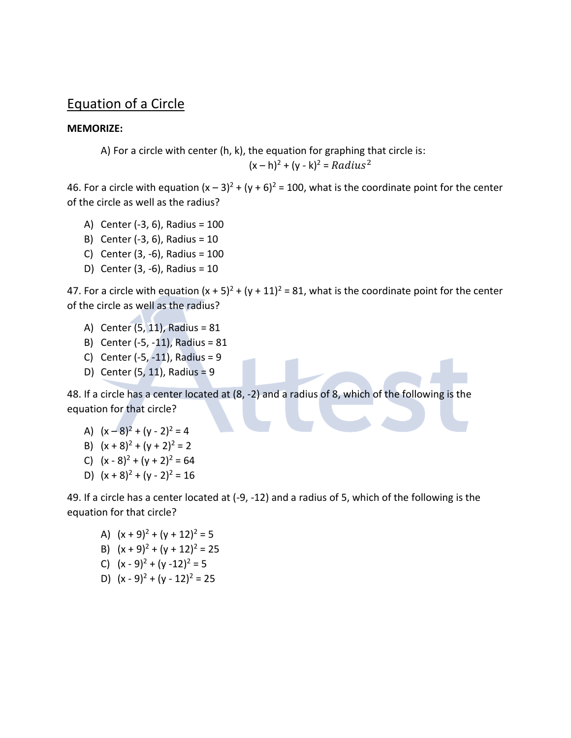## Equation of a Circle

**MEMORIZE:**

A) For a circle with center (h, k), the equation for graphing that circle is:

$$(x - h)^2 + (y - k)^2 = Radius^2$$

46. For a circle with equation $(x - 3)^2 + (y + 6)^2 = 100$, what is the coordinate point for the center of the circle as well as the radius?

A) Center (-3, 6), Radius = 100
B) Center (-3, 6), Radius = 10
C) Center (3, -6), Radius = 100
D) Center (3, -6), Radius = 10

47. For a circle with equation $(x + 5)^2 + (y + 11)^2 = 81$, what is the coordinate point for the center of the circle as well as the radius?

A) Center (5, 11), Radius = 81
B) Center (-5, -11), Radius = 81
C) Center (-5, -11), Radius = 9
D) Center (5, 11), Radius = 9

48. If a circle has a center located at (8, -2) and a radius of 8, which of the following is the equation for that circle?

A) $(x - 8)^2 + (y - 2)^2 = 4$
B) $(x + 8)^2 + (y + 2)^2 = 2$
C) $(x - 8)^2 + (y + 2)^2 = 64$
D) $(x + 8)^2 + (y - 2)^2 = 16$

49. If a circle has a center located at (-9, -12) and a radius of 5, which of the following is the equation for that circle?

A) $(x + 9)^2 + (y + 12)^2 = 5$
B) $(x + 9)^2 + (y + 12)^2 = 25$
C) $(x - 9)^2 + (y - 12)^2 = 5$
D) $(x - 9)^2 + (y - 12)^2 = 25$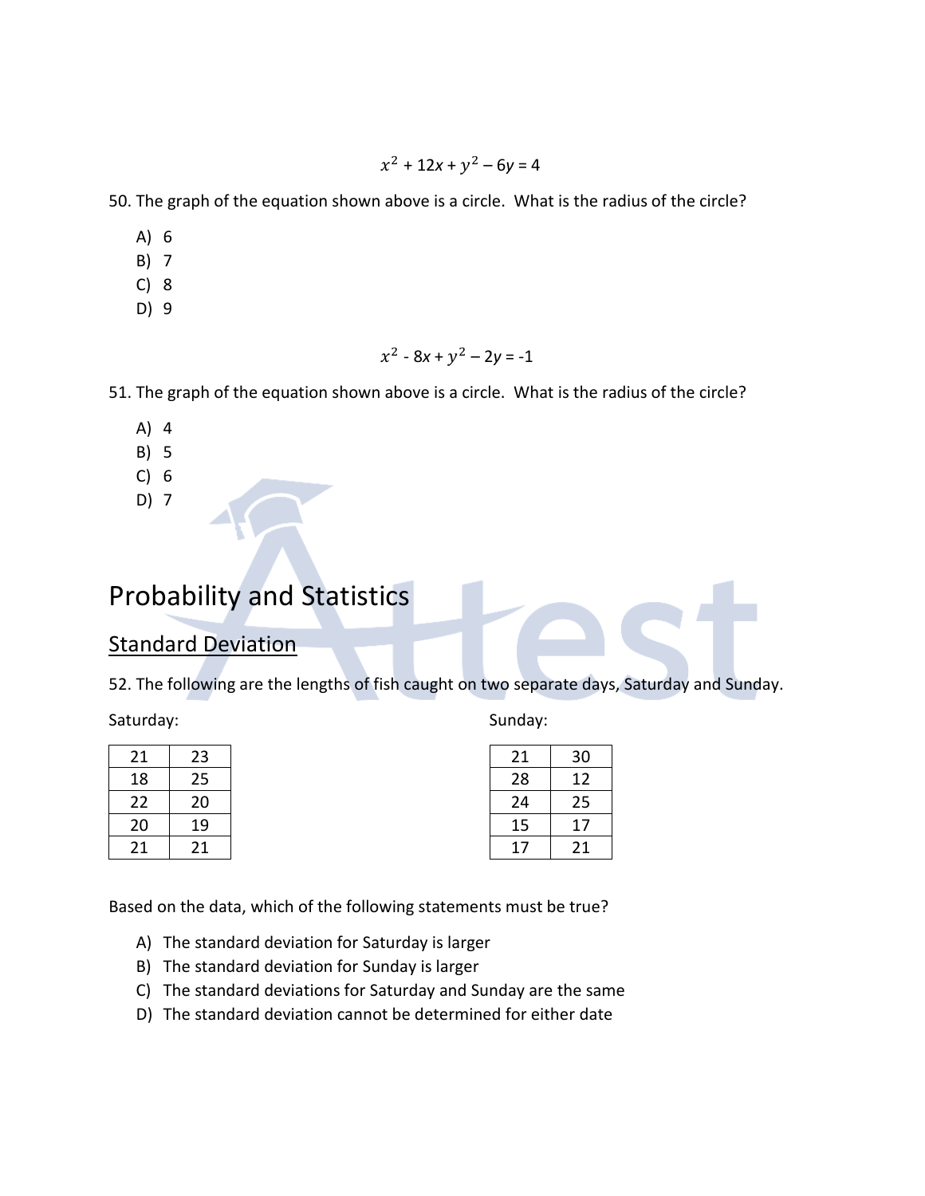$$x^2 + 12x + y^2 - 6y = 4$$

50. The graph of the equation shown above is a circle. What is the radius of the circle?

A) 6
B) 7
C) 8
D) 9

$$x^2 - 8x + y^2 - 2y = -1$$

51. The graph of the equation shown above is a circle. What is the radius of the circle?

A) 4
B) 5
C) 6
D) 7

# Probability and Statistics

## Standard Deviation

52. The following are the lengths of fish caught on two separate days, Saturday and Sunday.

Saturday:

| | |
|---|---|
| 21 | 23 |
| 18 | 25 |
| 22 | 20 |
| 20 | 19 |
| 21 | 21 |

Sunday:

| | |
|---|---|
| 21 | 30 |
| 28 | 12 |
| 24 | 25 |
| 15 | 17 |
| 17 | 21 |

Based on the data, which of the following statements must be true?

A) The standard deviation for Saturday is larger
B) The standard deviation for Sunday is larger
C) The standard deviations for Saturday and Sunday are the same
D) The standard deviation cannot be determined for either date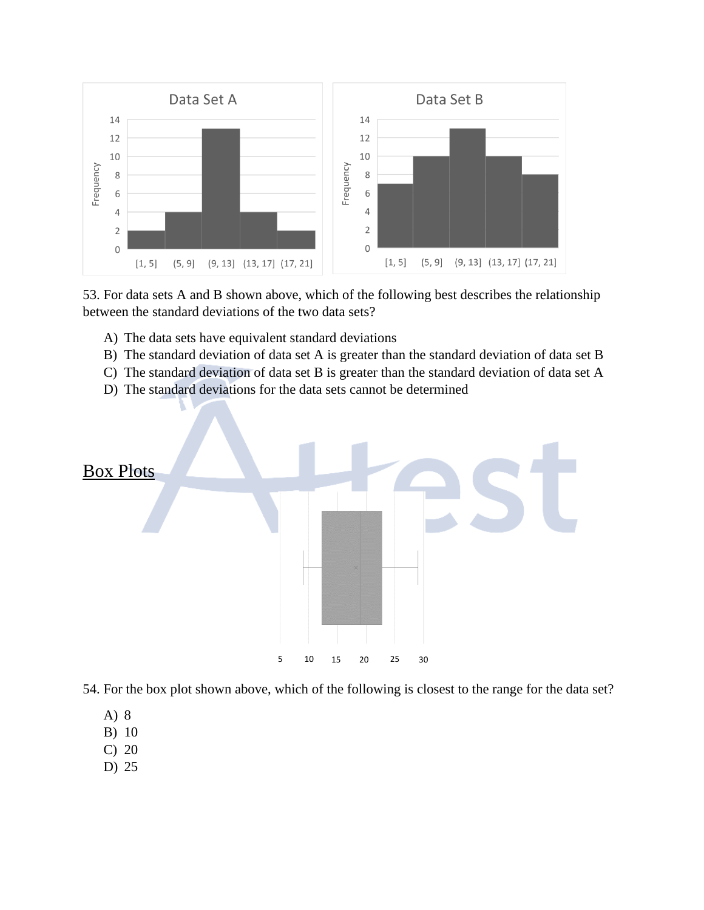53. For data sets A and B shown above, which of the following best describes the relationship between the standard deviations of the two data sets?

A) The data sets have equivalent standard deviations
B) The standard deviation of data set A is greater than the standard deviation of data set B
C) The standard deviation of data set B is greater than the standard deviation of data set A
D) The standard deviations for the data sets cannot be determined

## Box Plots

54. For the box plot shown above, which of the following is closest to the range for the data set?

A) 8
B) 10
C) 20
D) 25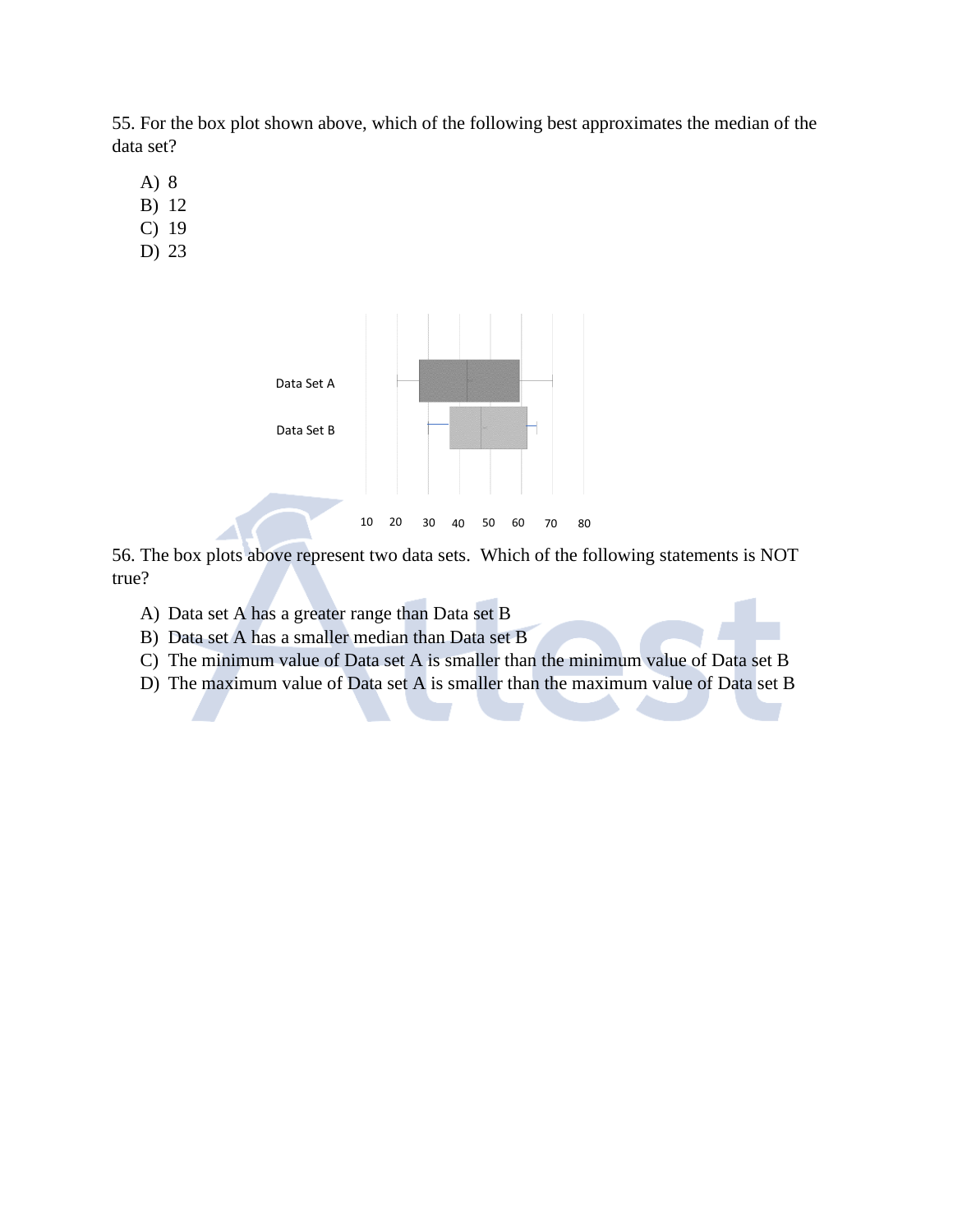55. For the box plot shown above, which of the following best approximates the median of the data set?

A) 8
B) 12
C) 19
D) 23

Data Set A

Data Set B

10 20 30 40 50 60 70 80

56. The box plots above represent two data sets. Which of the following statements is NOT true?

A) Data set A has a greater range than Data set B
B) Data set A has a smaller median than Data set B
C) The minimum value of Data set A is smaller than the minimum value of Data set B
D) The maximum value of Data set A is smaller than the maximum value of Data set B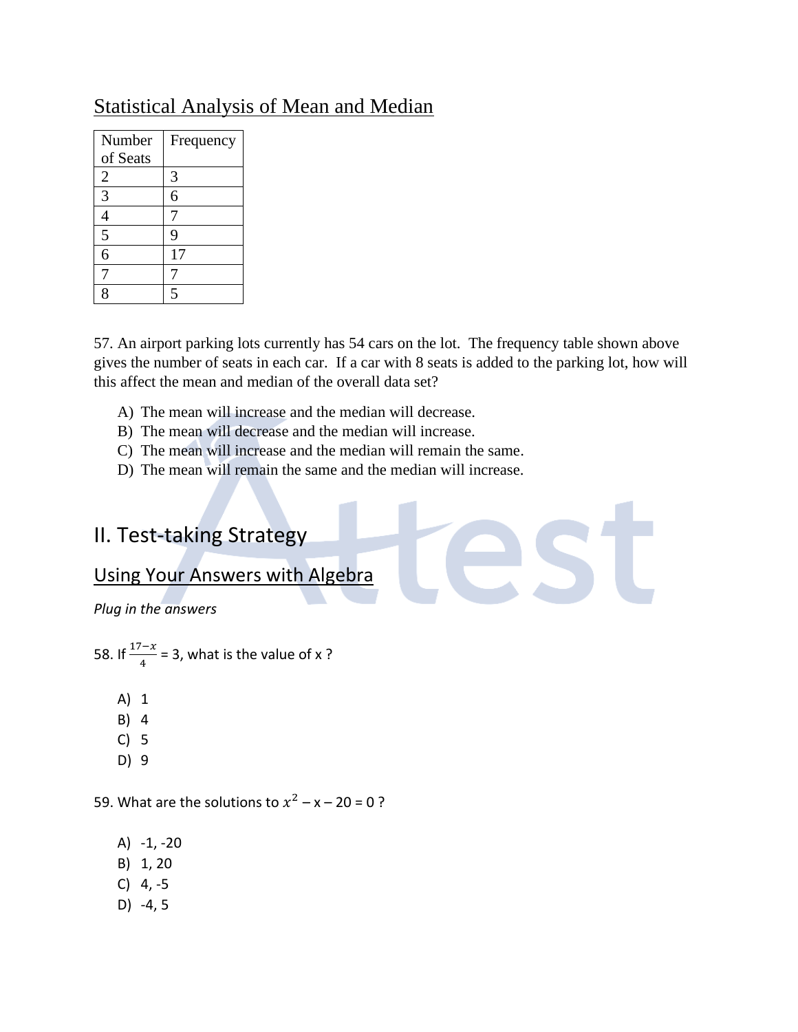## Statistical Analysis of Mean and Median

| Number of Seats | Frequency |
|---|---|
| 2 | 3 |
| 3 | 6 |
| 4 | 7 |
| 5 | 9 |
| 6 | 17 |
| 7 | 7 |
| 8 | 5 |

57. An airport parking lots currently has 54 cars on the lot. The frequency table shown above gives the number of seats in each car. If a car with 8 seats is added to the parking lot, how will this affect the mean and median of the overall data set?

A) The mean will increase and the median will decrease.
B) The mean will decrease and the median will increase.
C) The mean will increase and the median will remain the same.
D) The mean will remain the same and the median will increase.

# II. Test-taking Strategy

## Using Your Answers with Algebra

*Plug in the answers*

58. If $\frac{17-x}{4}$ = 3, what is the value of x ?

A) 1
B) 4
C) 5
D) 9

59. What are the solutions to $x^2 - x - 20 = 0$ ?

A) -1, -20
B) 1, 20
C) 4, -5
D) -4, 5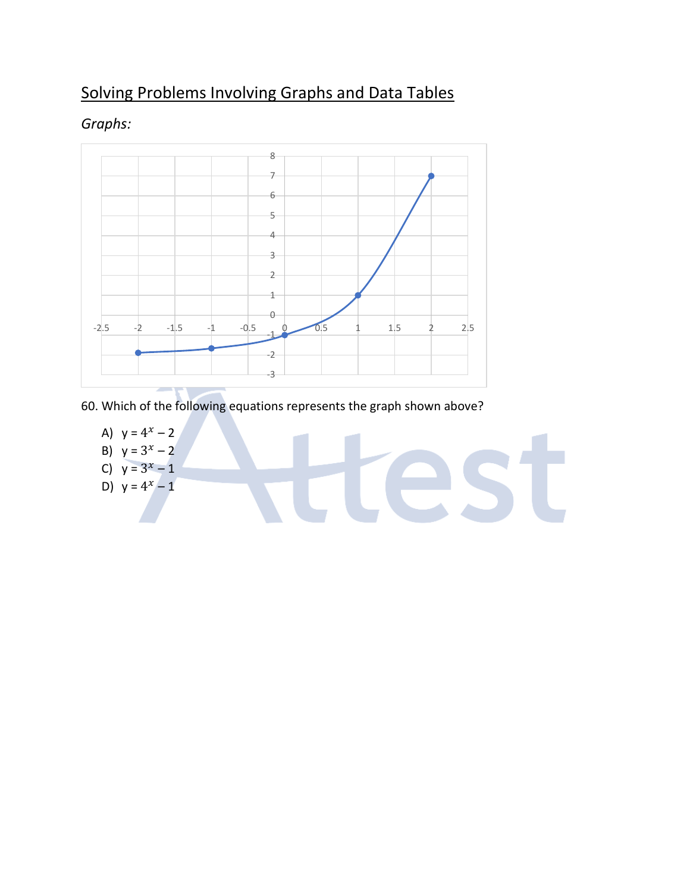# Solving Problems Involving Graphs and Data Tables

*Graphs:*

60. Which of the following equations represents the graph shown above?

A) $y = 4^x - 2$
B) $y = 3^x - 2$
C) $y = 3^x - 1$
D) $y = 4^x - 1$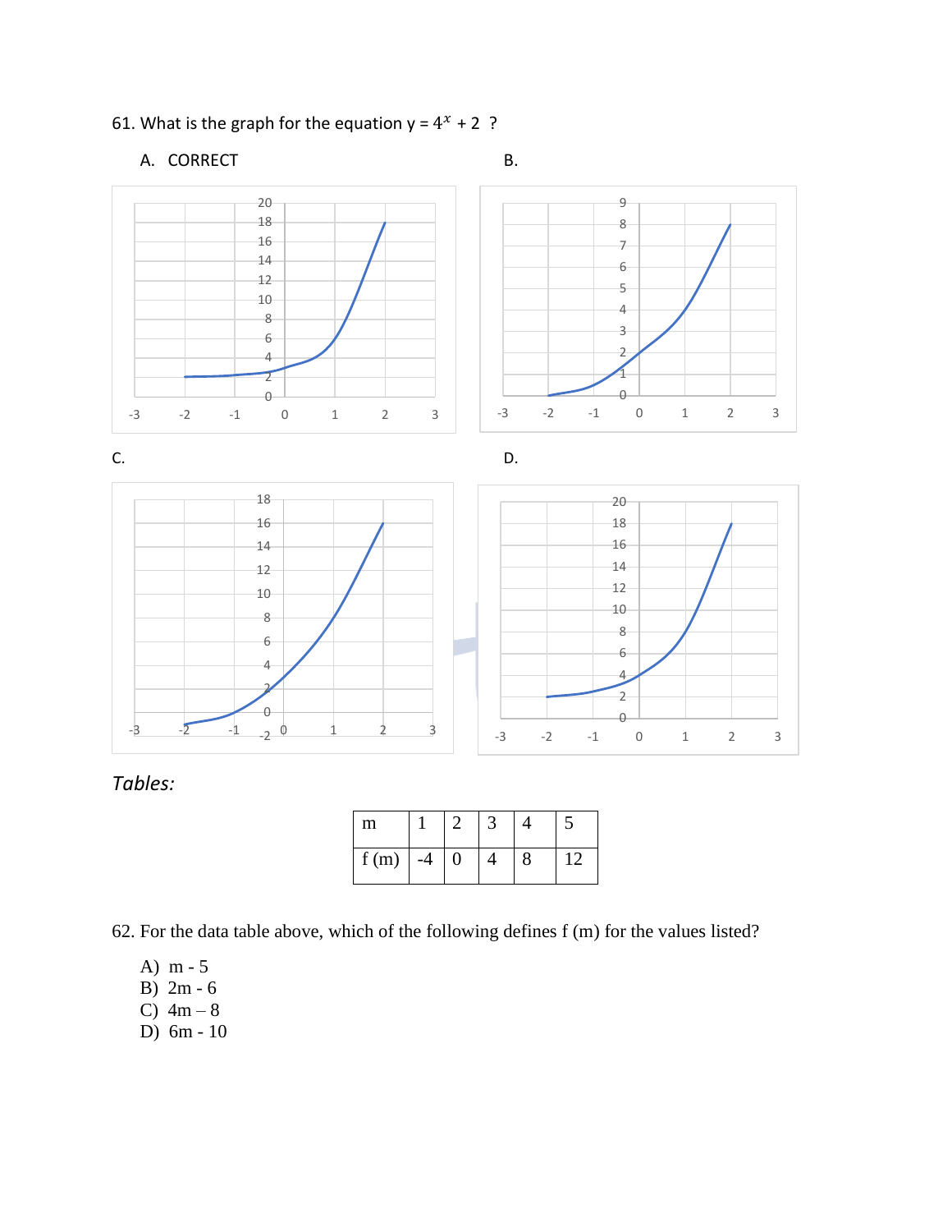61. What is the graph for the equation $y = 4^x + 2$ ?

A. CORRECT

B.

C.

D.

*Tables:*

| m | 1 | 2 | 3 | 4 | 5 |
|---|---|---|---|---|---|
| f (m) | -4 | 0 | 4 | 8 | 12 |

62. For the data table above, which of the following defines f (m) for the values listed?

A) m - 5
B) 2m - 6
C) 4m – 8
D) 6m - 10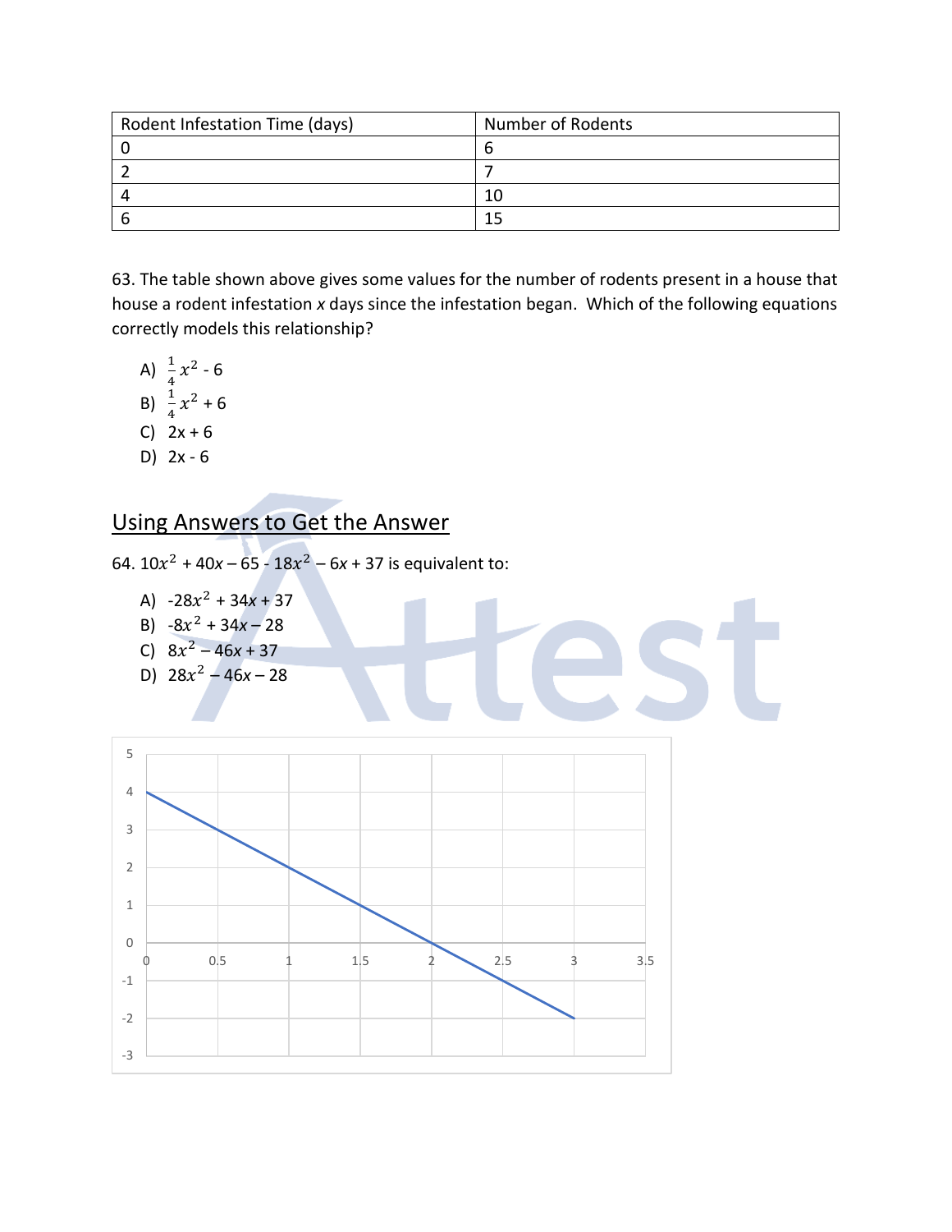| Rodent Infestation Time (days) | Number of Rodents |
| --- | --- |
| 0 | 6 |
| 2 | 7 |
| 4 | 10 |
| 6 | 15 |

63. The table shown above gives some values for the number of rodents present in a house that house a rodent infestation *x* days since the infestation began. Which of the following equations correctly models this relationship?

A) $\frac{1}{4}x^2 - 6$
B) $\frac{1}{4}x^2 + 6$
C) $2x + 6$
D) $2x - 6$

## Using Answers to Get the Answer

64. $10x^2 + 40x - 65 - 18x^2 - 6x + 37$ is equivalent to:

A) $-28x^2 + 34x + 37$
B) $-8x^2 + 34x - 28$
C) $8x^2 - 46x + 37$
D) $28x^2 - 46x - 28$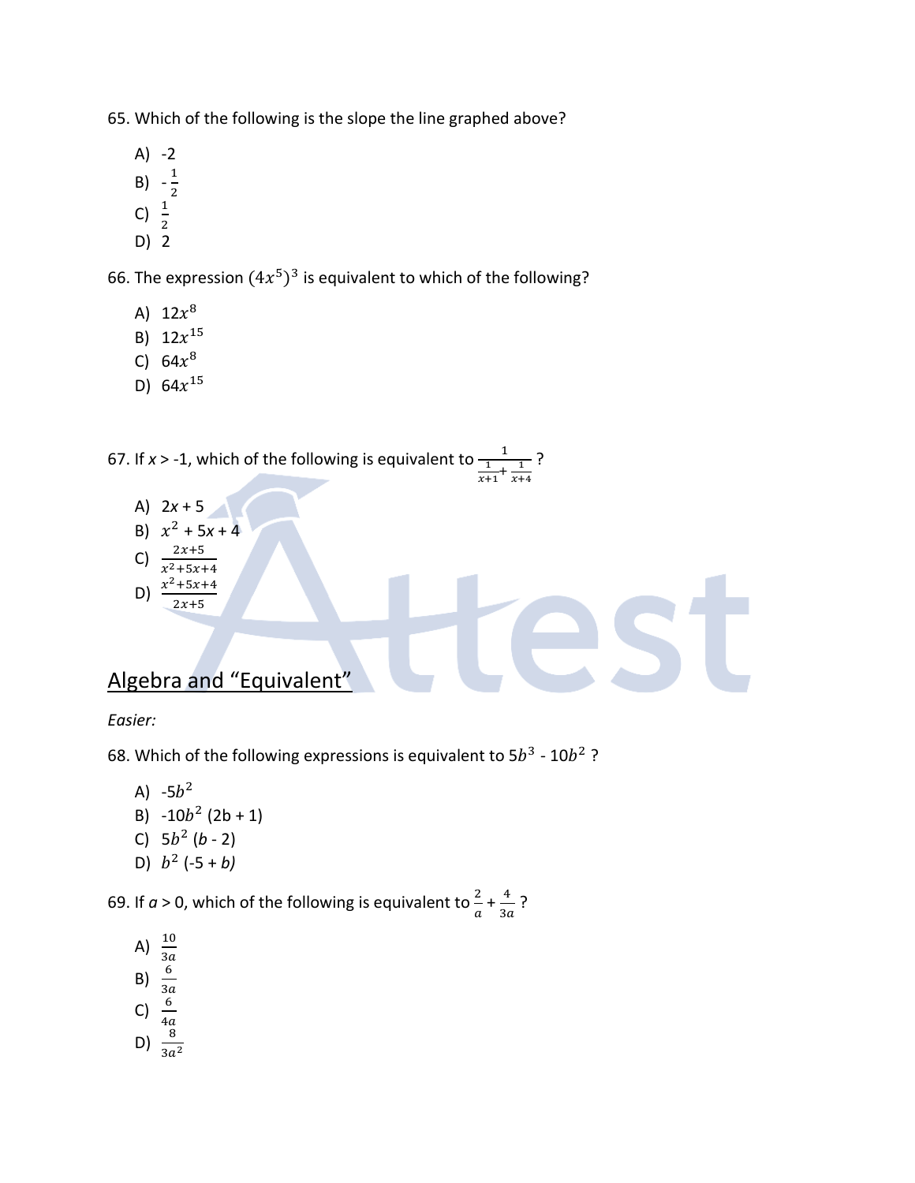65. Which of the following is the slope the line graphed above?

A) -2
B) $-\frac{1}{2}$
C) $\frac{1}{2}$
D) 2

66. The expression $(4x^5)^3$ is equivalent to which of the following?

A) $12x^8$
B) $12x^{15}$
C) $64x^8$
D) $64x^{15}$

67. If $x > -1$, which of the following is equivalent to $\frac{1}{\frac{1}{x+1}+\frac{1}{x+4}}$?

A) $2x + 5$
B) $x^2 + 5x + 4$
C) $\frac{2x+5}{x^2+5x+4}$
D) $\frac{x^2+5x+4}{2x+5}$

## Algebra and "Equivalent"

*Easier:*

68. Which of the following expressions is equivalent to $5b^3 - 10b^2$ ?

A) $-5b^2$
B) $-10b^2(2b + 1)$
C) $5b^2(b - 2)$
D) $b^2(-5 + b)$

69. If $a > 0$, which of the following is equivalent to $\frac{2}{a} + \frac{4}{3a}$ ?

A) $\frac{10}{3a}$
B) $\frac{6}{3a}$
C) $\frac{6}{4a}$
D) $\frac{8}{3a^2}$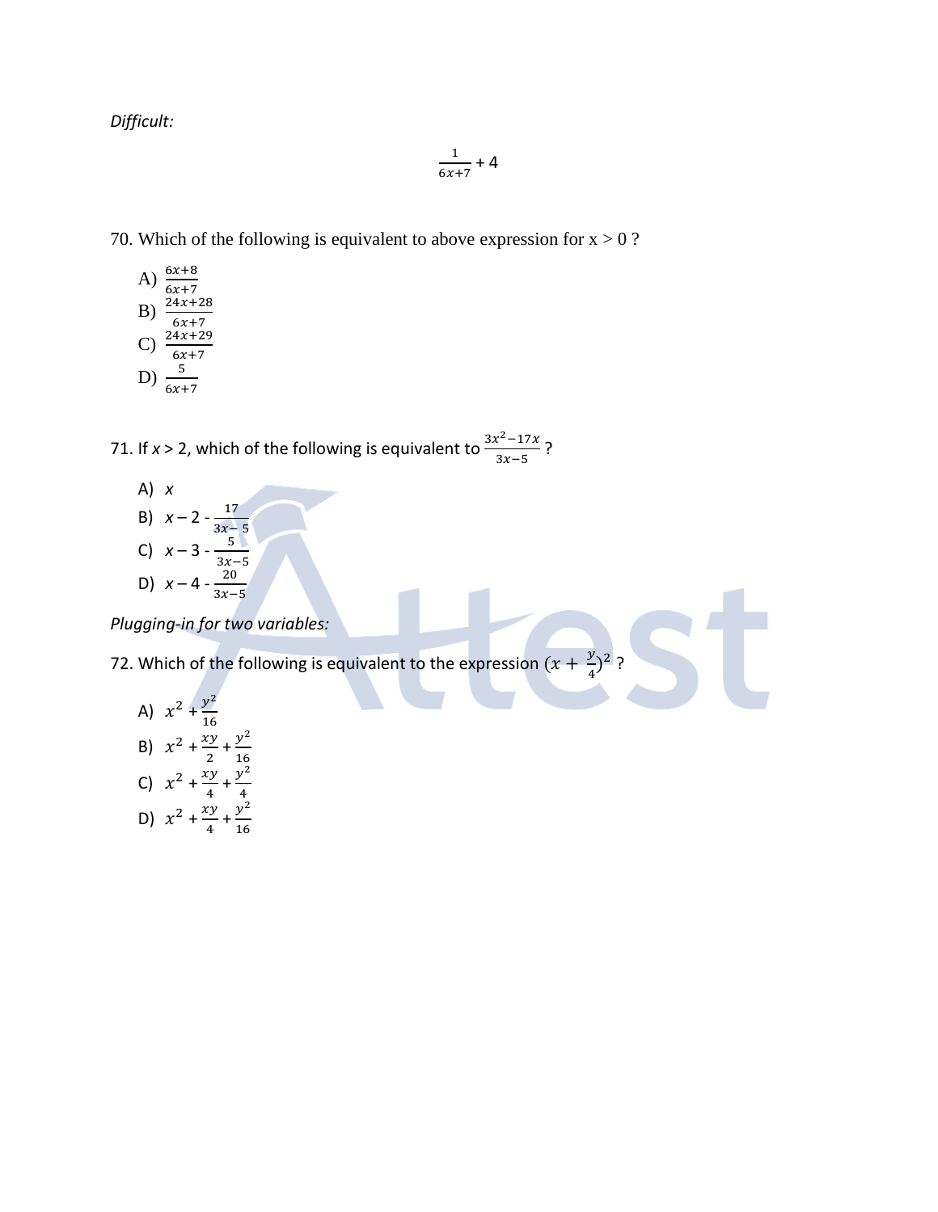*Difficult:*

$$\frac{1}{6x+7} + 4$$

70. Which of the following is equivalent to above expression for x > 0 ?

A) $\frac{6x+8}{6x+7}$
B) $\frac{24x+28}{6x+7}$
C) $\frac{24x+29}{6x+7}$
D) $\frac{5}{6x+7}$

71. If $x > 2$, which of the following is equivalent to $\frac{3x^2-17x}{3x-5}$ ?

A) $x$
B) $x - 2 - \frac{17}{3x-5}$
C) $x - 3 - \frac{5}{3x-5}$
D) $x - 4 - \frac{20}{3x-5}$

*Plugging-in for two variables:*

72. Which of the following is equivalent to the expression $(x + \frac{y}{4})^2$ ?

A) $x^2 + \frac{y^2}{16}$
B) $x^2 + \frac{xy}{2} + \frac{y^2}{16}$
C) $x^2 + \frac{xy}{4} + \frac{y^2}{4}$
D) $x^2 + \frac{xy}{4} + \frac{y^2}{16}$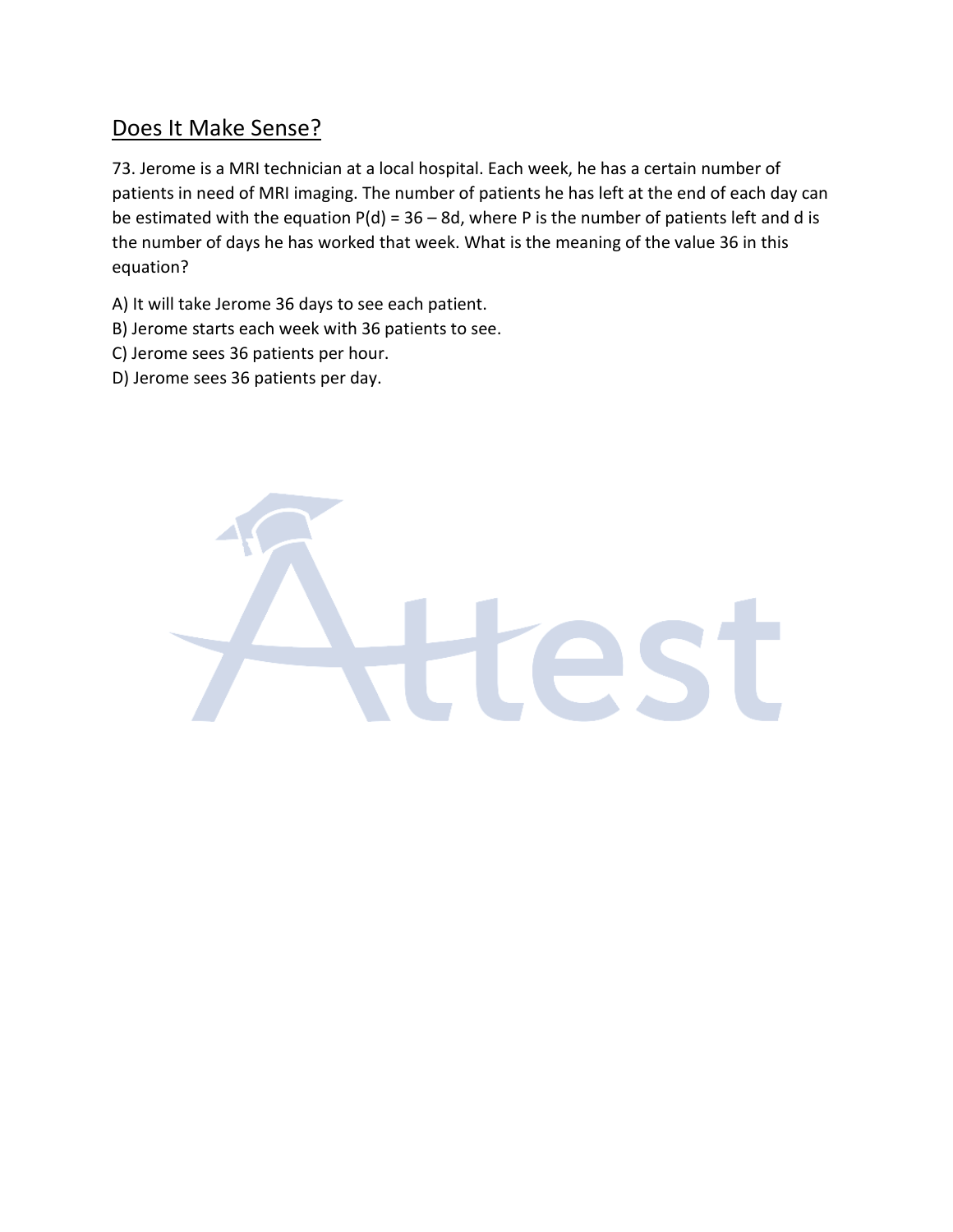## Does It Make Sense?

73. Jerome is a MRI technician at a local hospital. Each week, he has a certain number of patients in need of MRI imaging. The number of patients he has left at the end of each day can be estimated with the equation $P(d) = 36 - 8d$, where P is the number of patients left and d is the number of days he has worked that week. What is the meaning of the value 36 in this equation?

A) It will take Jerome 36 days to see each patient.
B) Jerome starts each week with 36 patients to see.
C) Jerome sees 36 patients per hour.
D) Jerome sees 36 patients per day.